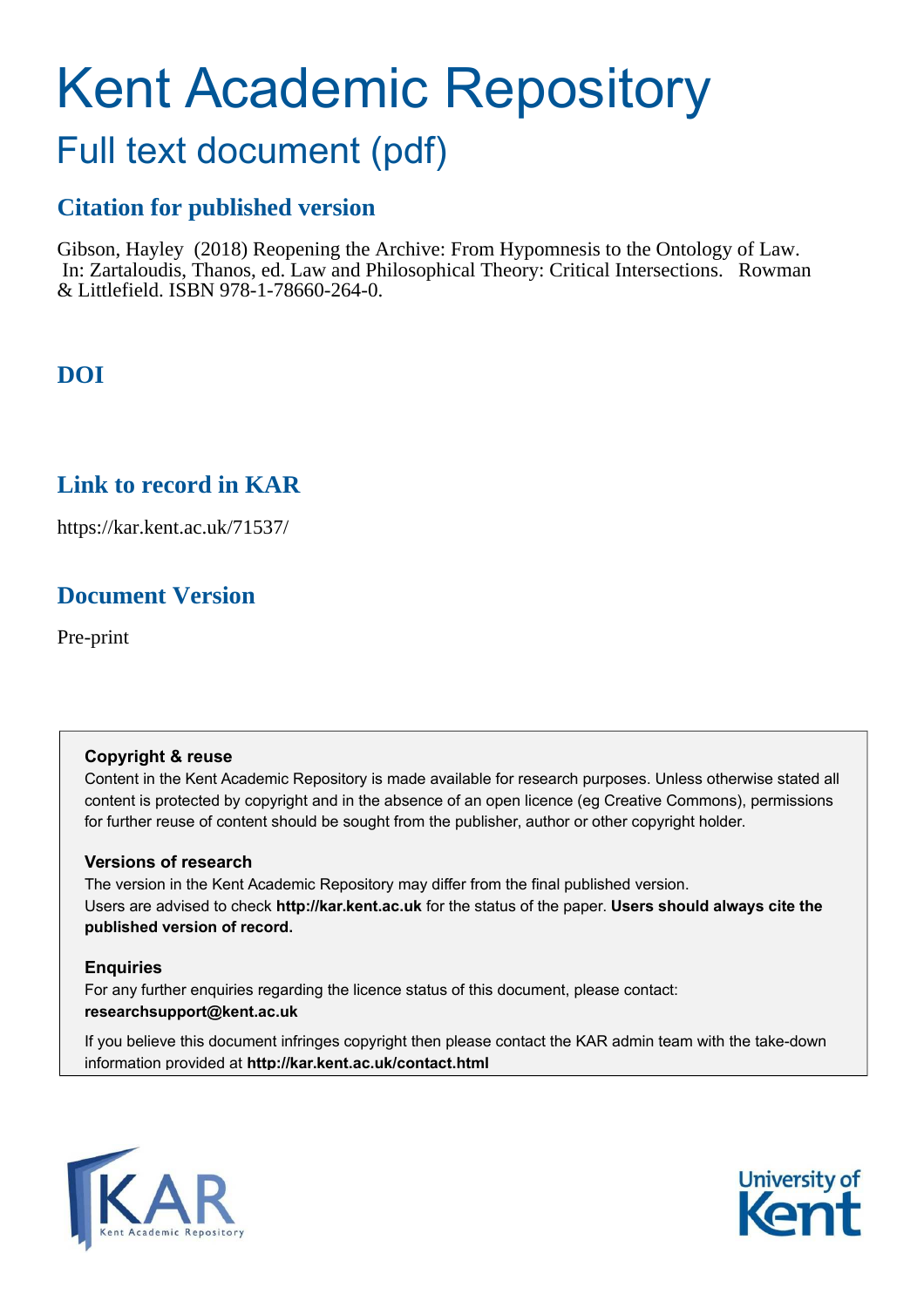# Kent Academic Repository

## Full text document (pdf)

### Citation for published version

Gibson, Hayley (2018) Reopening the Archive: From Hypomnesis to the Ontology of Law. In: Zartaloudis, Thanos, ed. Law and Philosophical Theory: Critical Intersections. Rowman & Littlefield. ISBN 978-1-78660-264-0.

### DOI

### Link to record in KAR

https://kar.kent.ac.uk/71537/

### Document Version

Pre-print

**Copyright & reuse**

Content in the Kent Academic Repository is made available for research purposes. Unless otherwise stated all content is protected by copyright and in the absence of an open licence (eg Creative Commons), permissions for further reuse of content should be sought from the publisher, author or other copyright holder.

**Versions of research**

The version in the Kent Academic Repository may differ from the final published version. Users are advised to check **http://kar.kent.ac.uk** for the status of the paper. **Users should always cite the published version of record.**

**Enquiries**

For any further enquiries regarding the licence status of this document, please contact: **researchsupport@kent.ac.uk**

If you believe this document infringes copyright then please contact the KAR admin team with the take-down information provided at **http://kar.kent.ac.uk/contact.html**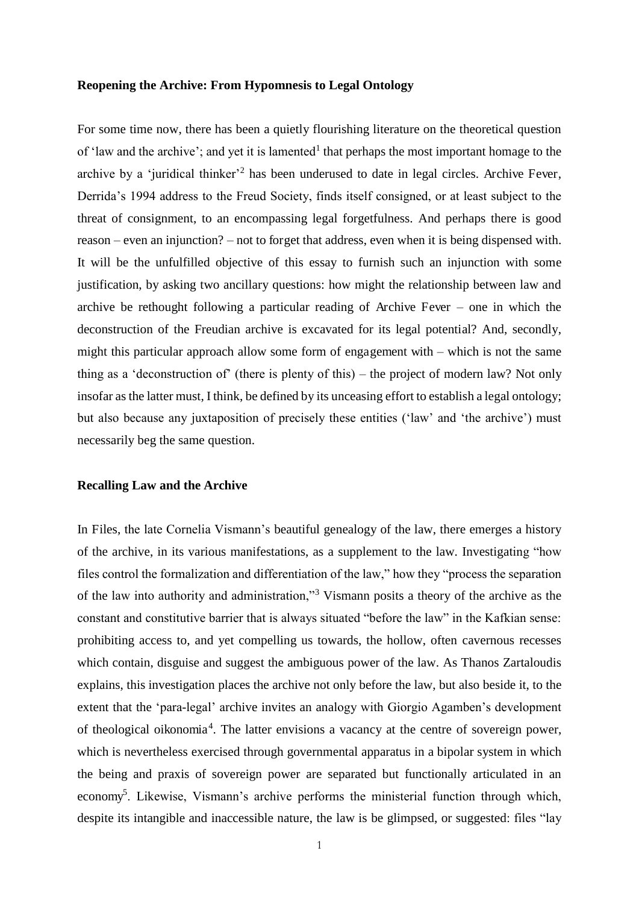**Reopening the Archive: From Hypomnesis to Legal Ontology**

For some time now, there has been a quietly flourishing literature on the theoretical question of 'law and the archive'; and yet it is lamented[1] that perhaps the most important homage to the archive by a 'juridical thinker'[2] has been underused to date in legal circles. Archive Fever, Derrida's 1994 address to the Freud Society, finds itself consigned, or at least subject to the threat of consignment, to an encompassing legal forgetfulness. And perhaps there is good reason – even an injunction? – not to forget that address, even when it is being dispensed with. It will be the unfulfilled objective of this essay to furnish such an injunction with some justification, by asking two ancillary questions: how might the relationship between law and archive be rethought following a particular reading of Archive Fever – one in which the deconstruction of the Freudian archive is excavated for its legal potential? And, secondly, might this particular approach allow some form of engagement with – which is not the same thing as a 'deconstruction of' (there is plenty of this) – the project of modern law? Not only insofar as the latter must, I think, be defined by its unceasing effort to establish a legal ontology; but also because any juxtaposition of precisely these entities ('law' and 'the archive') must necessarily beg the same question.

**Recalling Law and the Archive**

In Files, the late Cornelia Vismann's beautiful genealogy of the law, there emerges a history of the archive, in its various manifestations, as a supplement to the law. Investigating "how files control the formalization and differentiation of the law," how they "process the separation of the law into authority and administration,"[3] Vismann posits a theory of the archive as the constant and constitutive barrier that is always situated "before the law" in the Kafkian sense: prohibiting access to, and yet compelling us towards, the hollow, often cavernous recesses which contain, disguise and suggest the ambiguous power of the law. As Thanos Zartaloudis explains, this investigation places the archive not only before the law, but also beside it, to the extent that the 'para-legal' archive invites an analogy with Giorgio Agamben's development of theological oikonomia[4]. The latter envisions a vacancy at the centre of sovereign power, which is nevertheless exercised through governmental apparatus in a bipolar system in which the being and praxis of sovereign power are separated but functionally articulated in an economy[5]. Likewise, Vismann's archive performs the ministerial function through which, despite its intangible and inaccessible nature, the law is be glimpsed, or suggested: files "lay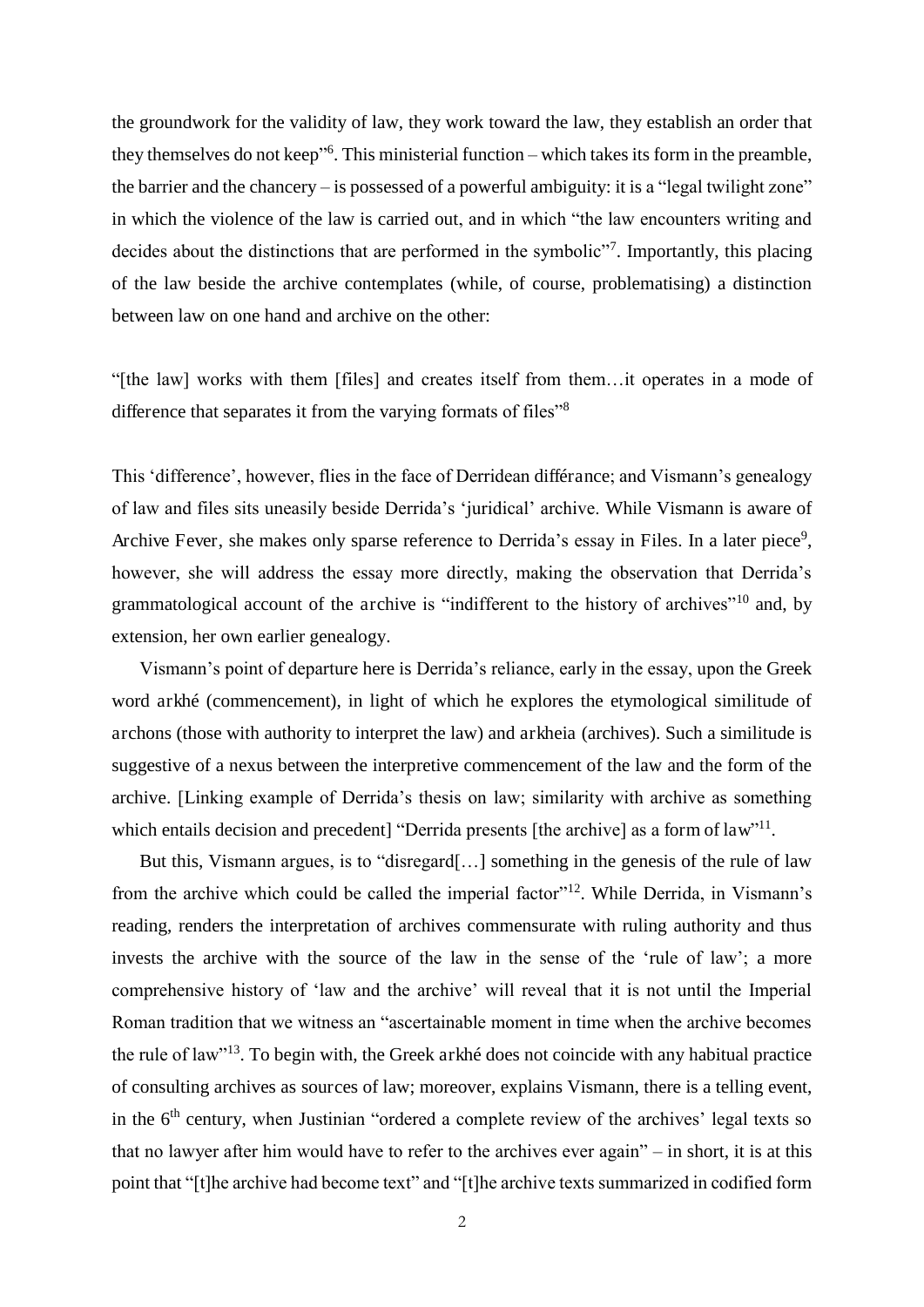the groundwork for the validity of law, they work toward the law, they establish an order that they themselves do not keep"[6]. This ministerial function – which takes its form in the preamble, the barrier and the chancery – is possessed of a powerful ambiguity: it is a "legal twilight zone" in which the violence of the law is carried out, and in which "the law encounters writing and decides about the distinctions that are performed in the symbolic"[7]. Importantly, this placing of the law beside the archive contemplates (while, of course, problematising) a distinction between law on one hand and archive on the other:

"[the law] works with them [files] and creates itself from them…it operates in a mode of difference that separates it from the varying formats of files"[8]

This 'difference', however, flies in the face of Derridean différance; and Vismann's genealogy of law and files sits uneasily beside Derrida's 'juridical' archive. While Vismann is aware of Archive Fever, she makes only sparse reference to Derrida's essay in Files. In a later piece[9], however, she will address the essay more directly, making the observation that Derrida's grammatological account of the archive is "indifferent to the history of archives"[10] and, by extension, her own earlier genealogy.

Vismann's point of departure here is Derrida's reliance, early in the essay, upon the Greek word arkhé (commencement), in light of which he explores the etymological similitude of archons (those with authority to interpret the law) and arkheia (archives). Such a similitude is suggestive of a nexus between the interpretive commencement of the law and the form of the archive. [Linking example of Derrida's thesis on law; similarity with archive as something which entails decision and precedent] "Derrida presents [the archive] as a form of law"[11].

But this, Vismann argues, is to "disregard[…] something in the genesis of the rule of law from the archive which could be called the imperial factor"[12]. While Derrida, in Vismann's reading, renders the interpretation of archives commensurate with ruling authority and thus invests the archive with the source of the law in the sense of the 'rule of law'; a more comprehensive history of 'law and the archive' will reveal that it is not until the Imperial Roman tradition that we witness an "ascertainable moment in time when the archive becomes the rule of law"[13]. To begin with, the Greek arkhé does not coincide with any habitual practice of consulting archives as sources of law; moreover, explains Vismann, there is a telling event, in the 6th century, when Justinian "ordered a complete review of the archives' legal texts so that no lawyer after him would have to refer to the archives ever again" – in short, it is at this point that "[t]he archive had become text" and "[t]he archive texts summarized in codified form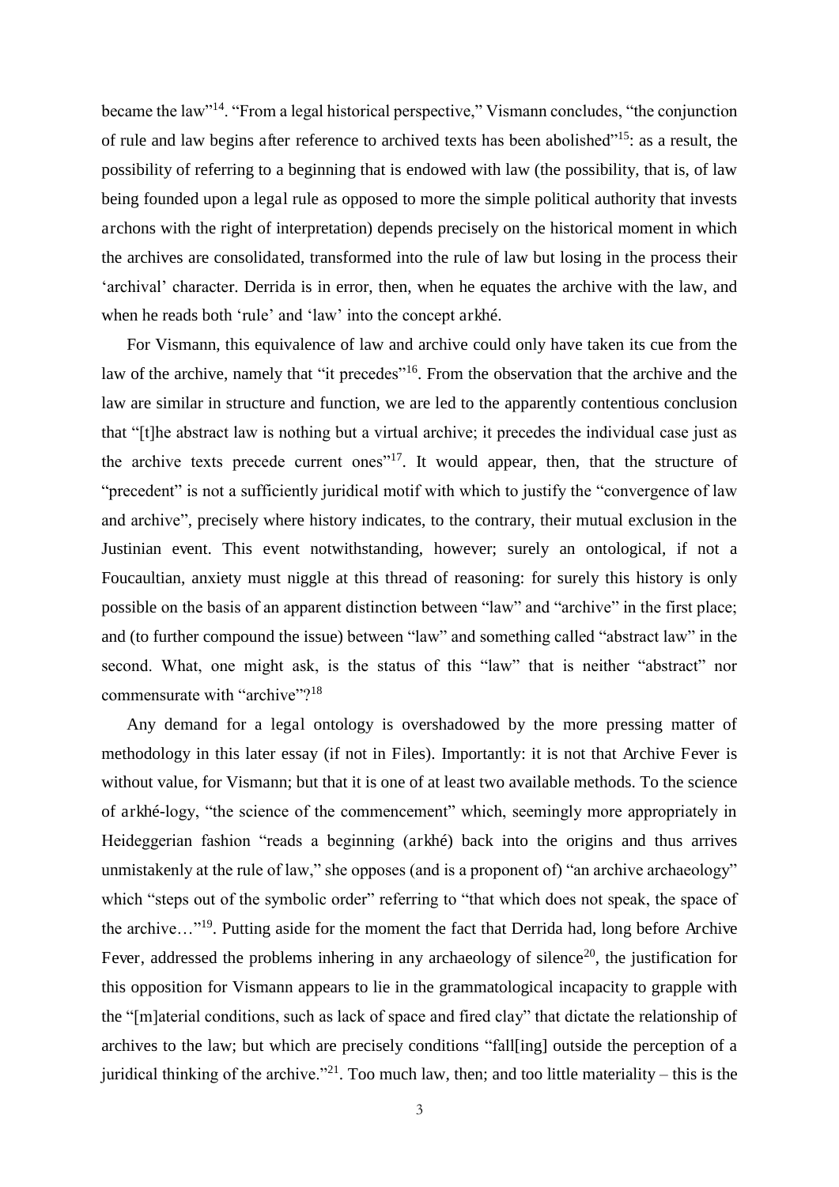became the law"[14]. "From a legal historical perspective," Vismann concludes, "the conjunction of rule and law begins after reference to archived texts has been abolished"[15]: as a result, the possibility of referring to a beginning that is endowed with law (the possibility, that is, of law being founded upon a legal rule as opposed to more the simple political authority that invests archons with the right of interpretation) depends precisely on the historical moment in which the archives are consolidated, transformed into the rule of law but losing in the process their 'archival' character. Derrida is in error, then, when he equates the archive with the law, and when he reads both 'rule' and 'law' into the concept arkhé.

For Vismann, this equivalence of law and archive could only have taken its cue from the law of the archive, namely that "it precedes"[16]. From the observation that the archive and the law are similar in structure and function, we are led to the apparently contentious conclusion that "[t]he abstract law is nothing but a virtual archive; it precedes the individual case just as the archive texts precede current ones"[17]. It would appear, then, that the structure of "precedent" is not a sufficiently juridical motif with which to justify the "convergence of law and archive", precisely where history indicates, to the contrary, their mutual exclusion in the Justinian event. This event notwithstanding, however; surely an ontological, if not a Foucaultian, anxiety must niggle at this thread of reasoning: for surely this history is only possible on the basis of an apparent distinction between "law" and "archive" in the first place; and (to further compound the issue) between "law" and something called "abstract law" in the second. What, one might ask, is the status of this "law" that is neither "abstract" nor commensurate with "archive"?[18]

Any demand for a legal ontology is overshadowed by the more pressing matter of methodology in this later essay (if not in Files). Importantly: it is not that Archive Fever is without value, for Vismann; but that it is one of at least two available methods. To the science of arkhé-logy, "the science of the commencement" which, seemingly more appropriately in Heideggerian fashion "reads a beginning (arkhé) back into the origins and thus arrives unmistakenly at the rule of law," she opposes (and is a proponent of) "an archive archaeology" which "steps out of the symbolic order" referring to "that which does not speak, the space of the archive…"[19]. Putting aside for the moment the fact that Derrida had, long before Archive Fever, addressed the problems inhering in any archaeology of silence[20], the justification for this opposition for Vismann appears to lie in the grammatological incapacity to grapple with the "[m]aterial conditions, such as lack of space and fired clay" that dictate the relationship of archives to the law; but which are precisely conditions "fall[ing] outside the perception of a juridical thinking of the archive."[21]. Too much law, then; and too little materiality – this is the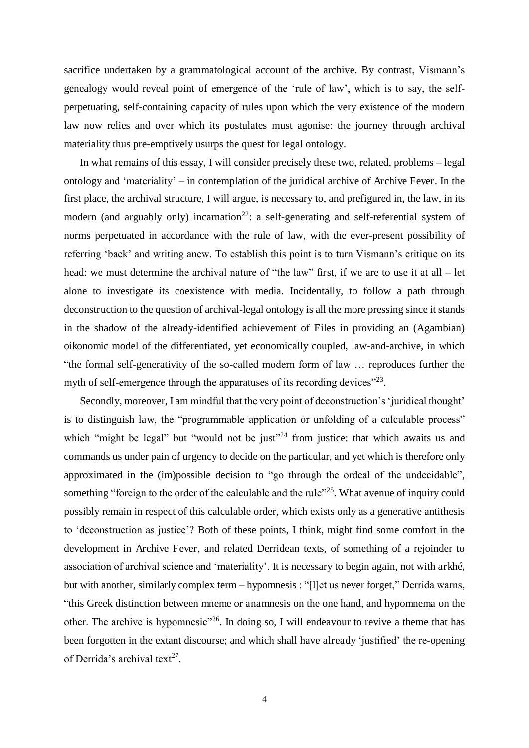sacrifice undertaken by a grammatological account of the archive. By contrast, Vismann's genealogy would reveal point of emergence of the 'rule of law', which is to say, the self-perpetuating, self-containing capacity of rules upon which the very existence of the modern law now relies and over which its postulates must agonise: the journey through archival materiality thus pre-emptively usurps the quest for legal ontology.

In what remains of this essay, I will consider precisely these two, related, problems – legal ontology and 'materiality' – in contemplation of the juridical archive of Archive Fever. In the first place, the archival structure, I will argue, is necessary to, and prefigured in, the law, in its modern (and arguably only) incarnation[22]: a self-generating and self-referential system of norms perpetuated in accordance with the rule of law, with the ever-present possibility of referring 'back' and writing anew. To establish this point is to turn Vismann's critique on its head: we must determine the archival nature of "the law" first, if we are to use it at all – let alone to investigate its coexistence with media. Incidentally, to follow a path through deconstruction to the question of archival-legal ontology is all the more pressing since it stands in the shadow of the already-identified achievement of Files in providing an (Agambian) oikonomic model of the differentiated, yet economically coupled, law-and-archive, in which "the formal self-generativity of the so-called modern form of law … reproduces further the myth of self-emergence through the apparatuses of its recording devices"[23].

Secondly, moreover, I am mindful that the very point of deconstruction's 'juridical thought' is to distinguish law, the "programmable application or unfolding of a calculable process" which "might be legal" but "would not be just"[24] from justice: that which awaits us and commands us under pain of urgency to decide on the particular, and yet which is therefore only approximated in the (im)possible decision to "go through the ordeal of the undecidable", something "foreign to the order of the calculable and the rule"[25]. What avenue of inquiry could possibly remain in respect of this calculable order, which exists only as a generative antithesis to 'deconstruction as justice'? Both of these points, I think, might find some comfort in the development in Archive Fever, and related Derridean texts, of something of a rejoinder to association of archival science and 'materiality'. It is necessary to begin again, not with arkhé, but with another, similarly complex term – hypomnesis : "[l]et us never forget," Derrida warns, "this Greek distinction between mneme or anamnesis on the one hand, and hypomnema on the other. The archive is hypomnesic"[26]. In doing so, I will endeavour to revive a theme that has been forgotten in the extant discourse; and which shall have already 'justified' the re-opening of Derrida's archival text[27].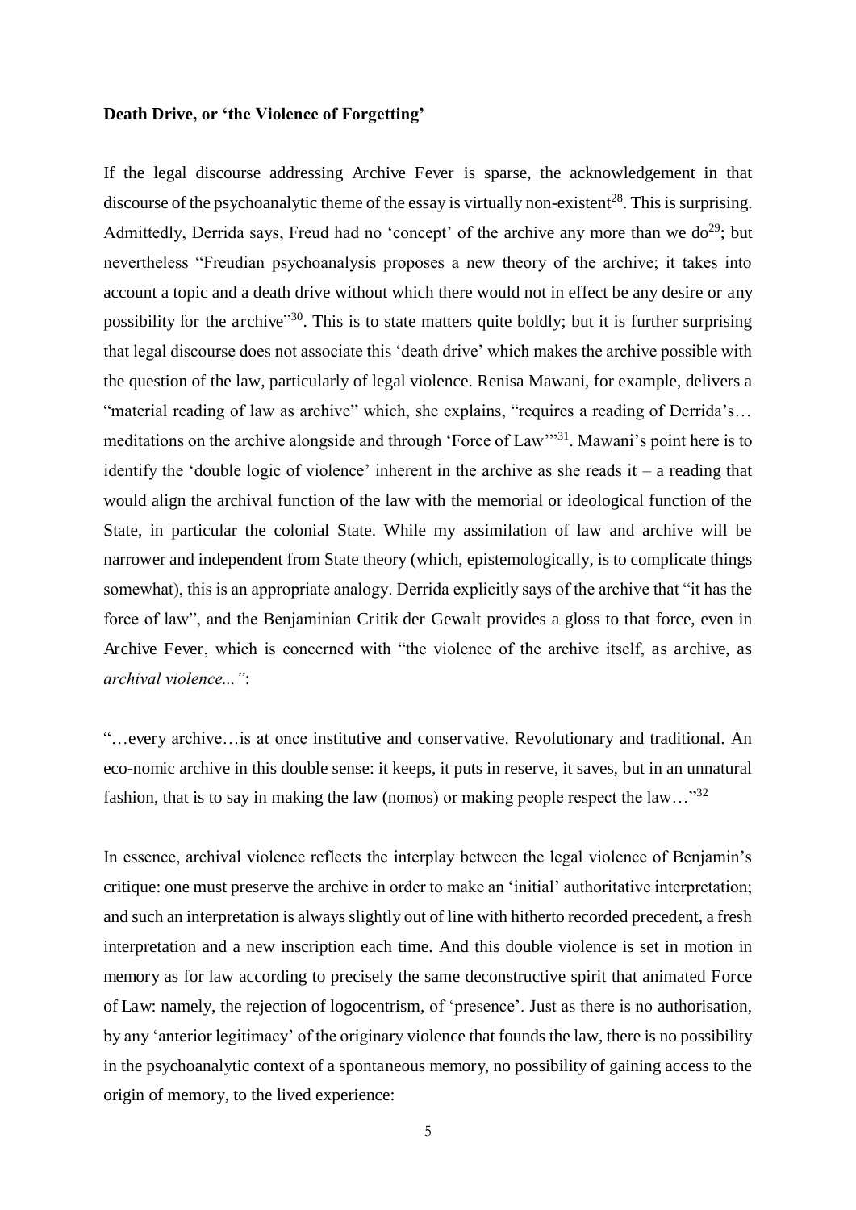**Death Drive, or 'the Violence of Forgetting'**

If the legal discourse addressing Archive Fever is sparse, the acknowledgement in that discourse of the psychoanalytic theme of the essay is virtually non-existent[28]. This is surprising. Admittedly, Derrida says, Freud had no 'concept' of the archive any more than we do[29]; but nevertheless "Freudian psychoanalysis proposes a new theory of the archive; it takes into account a topic and a death drive without which there would not in effect be any desire or any possibility for the archive"[30]. This is to state matters quite boldly; but it is further surprising that legal discourse does not associate this 'death drive' which makes the archive possible with the question of the law, particularly of legal violence. Renisa Mawani, for example, delivers a "material reading of law as archive" which, she explains, "requires a reading of Derrida's… meditations on the archive alongside and through 'Force of Law'"[31]. Mawani's point here is to identify the 'double logic of violence' inherent in the archive as she reads it – a reading that would align the archival function of the law with the memorial or ideological function of the State, in particular the colonial State. While my assimilation of law and archive will be narrower and independent from State theory (which, epistemologically, is to complicate things somewhat), this is an appropriate analogy. Derrida explicitly says of the archive that "it has the force of law", and the Benjaminian Critik der Gewalt provides a gloss to that force, even in Archive Fever, which is concerned with "the violence of the archive itself, as archive, as *archival violence..."*:

"…every archive…is at once institutive and conservative. Revolutionary and traditional. An eco-nomic archive in this double sense: it keeps, it puts in reserve, it saves, but in an unnatural fashion, that is to say in making the law (nomos) or making people respect the law…"[32]

In essence, archival violence reflects the interplay between the legal violence of Benjamin's critique: one must preserve the archive in order to make an 'initial' authoritative interpretation; and such an interpretation is always slightly out of line with hitherto recorded precedent, a fresh interpretation and a new inscription each time. And this double violence is set in motion in memory as for law according to precisely the same deconstructive spirit that animated Force of Law: namely, the rejection of logocentrism, of 'presence'. Just as there is no authorisation, by any 'anterior legitimacy' of the originary violence that founds the law, there is no possibility in the psychoanalytic context of a spontaneous memory, no possibility of gaining access to the origin of memory, to the lived experience: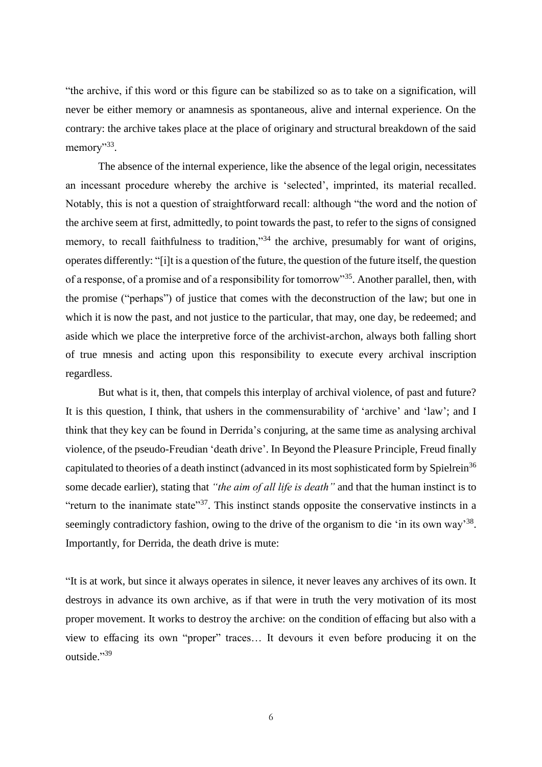"the archive, if this word or this figure can be stabilized so as to take on a signification, will never be either memory or anamnesis as spontaneous, alive and internal experience. On the contrary: the archive takes place at the place of originary and structural breakdown of the said memory"[33].

The absence of the internal experience, like the absence of the legal origin, necessitates an incessant procedure whereby the archive is 'selected', imprinted, its material recalled. Notably, this is not a question of straightforward recall: although "the word and the notion of the archive seem at first, admittedly, to point towards the past, to refer to the signs of consigned memory, to recall faithfulness to tradition,"[34] the archive, presumably for want of origins, operates differently: "[i]t is a question of the future, the question of the future itself, the question of a response, of a promise and of a responsibility for tomorrow"[35]. Another parallel, then, with the promise ("perhaps") of justice that comes with the deconstruction of the law; but one in which it is now the past, and not justice to the particular, that may, one day, be redeemed; and aside which we place the interpretive force of the archivist-archon, always both falling short of true mnesis and acting upon this responsibility to execute every archival inscription regardless.

But what is it, then, that compels this interplay of archival violence, of past and future? It is this question, I think, that ushers in the commensurability of 'archive' and 'law'; and I think that they key can be found in Derrida's conjuring, at the same time as analysing archival violence, of the pseudo-Freudian 'death drive'. In Beyond the Pleasure Principle, Freud finally capitulated to theories of a death instinct (advanced in its most sophisticated form by Spielrein[36] some decade earlier), stating that *"the aim of all life is death"* and that the human instinct is to "return to the inanimate state"[37]. This instinct stands opposite the conservative instincts in a seemingly contradictory fashion, owing to the drive of the organism to die 'in its own way'[38]. Importantly, for Derrida, the death drive is mute:

"It is at work, but since it always operates in silence, it never leaves any archives of its own. It destroys in advance its own archive, as if that were in truth the very motivation of its most proper movement. It works to destroy the archive: on the condition of effacing but also with a view to effacing its own "proper" traces… It devours it even before producing it on the outside."[39]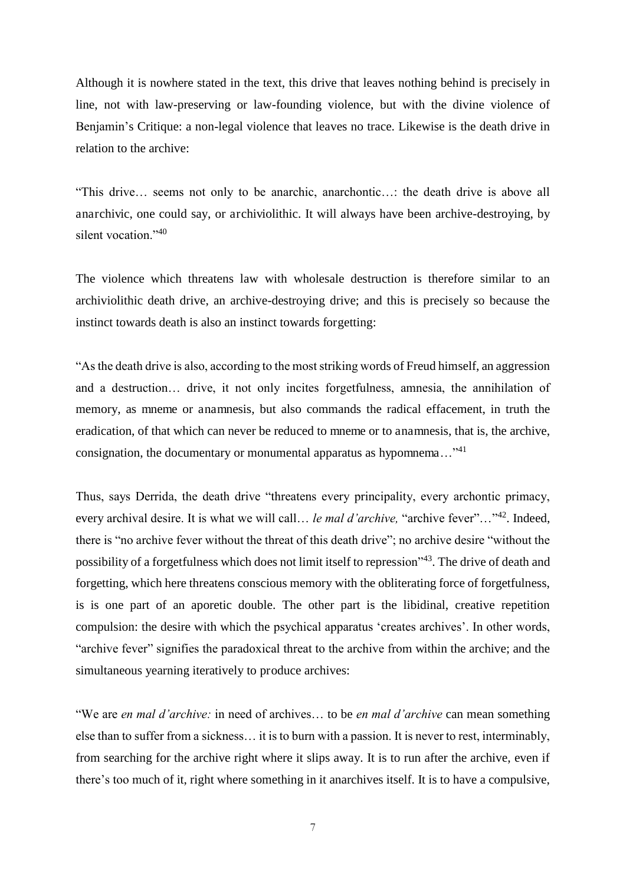Although it is nowhere stated in the text, this drive that leaves nothing behind is precisely in line, not with law-preserving or law-founding violence, but with the divine violence of Benjamin's Critique: a non-legal violence that leaves no trace. Likewise is the death drive in relation to the archive:

"This drive… seems not only to be anarchic, anarchontic…: the death drive is above all anarchivic, one could say, or archiviolithic. It will always have been archive-destroying, by silent vocation."[40]

The violence which threatens law with wholesale destruction is therefore similar to an archiviolithic death drive, an archive-destroying drive; and this is precisely so because the instinct towards death is also an instinct towards forgetting:

"As the death drive is also, according to the most striking words of Freud himself, an aggression and a destruction… drive, it not only incites forgetfulness, amnesia, the annihilation of memory, as mneme or anamnesis, but also commands the radical effacement, in truth the eradication, of that which can never be reduced to mneme or to anamnesis, that is, the archive, consignation, the documentary or monumental apparatus as hypomnema…"[41]

Thus, says Derrida, the death drive "threatens every principality, every archontic primacy, every archival desire. It is what we will call… *le mal d'archive,* "archive fever"…"[42]. Indeed, there is "no archive fever without the threat of this death drive"; no archive desire "without the possibility of a forgetfulness which does not limit itself to repression"[43]. The drive of death and forgetting, which here threatens conscious memory with the obliterating force of forgetfulness, is is one part of an aporetic double. The other part is the libidinal, creative repetition compulsion: the desire with which the psychical apparatus 'creates archives'. In other words, "archive fever" signifies the paradoxical threat to the archive from within the archive; and the simultaneous yearning iteratively to produce archives:

"We are *en mal d'archive:* in need of archives… to be *en mal d'archive* can mean something else than to suffer from a sickness… it is to burn with a passion. It is never to rest, interminably, from searching for the archive right where it slips away. It is to run after the archive, even if there's too much of it, right where something in it anarchives itself. It is to have a compulsive,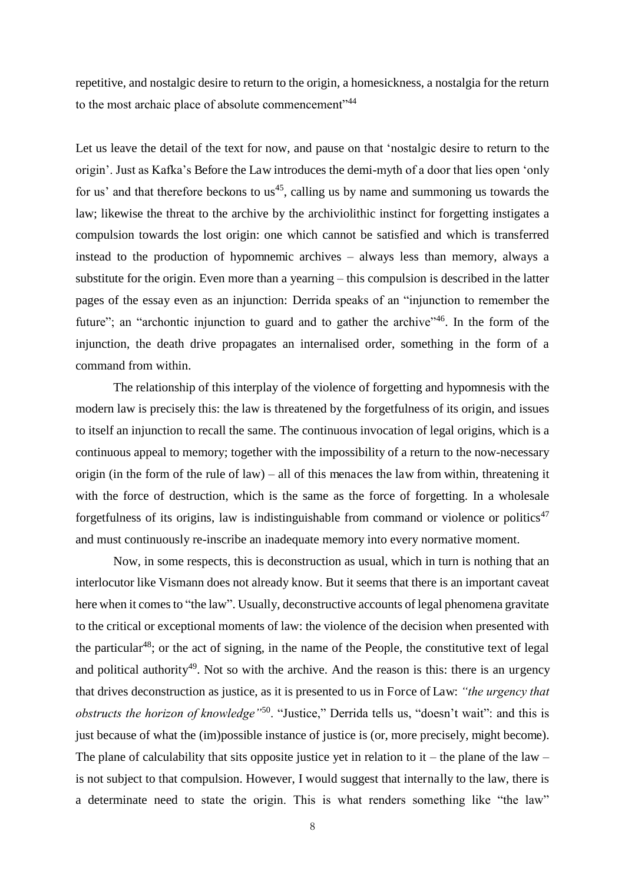repetitive, and nostalgic desire to return to the origin, a homesickness, a nostalgia for the return to the most archaic place of absolute commencement"[44]

Let us leave the detail of the text for now, and pause on that 'nostalgic desire to return to the origin'. Just as Kafka's Before the Law introduces the demi-myth of a door that lies open 'only for us' and that therefore beckons to us[45], calling us by name and summoning us towards the law; likewise the threat to the archive by the archiviolithic instinct for forgetting instigates a compulsion towards the lost origin: one which cannot be satisfied and which is transferred instead to the production of hypomnemic archives – always less than memory, always a substitute for the origin. Even more than a yearning – this compulsion is described in the latter pages of the essay even as an injunction: Derrida speaks of an "injunction to remember the future"; an "archontic injunction to guard and to gather the archive"[46]. In the form of the injunction, the death drive propagates an internalised order, something in the form of a command from within.

The relationship of this interplay of the violence of forgetting and hypomnesis with the modern law is precisely this: the law is threatened by the forgetfulness of its origin, and issues to itself an injunction to recall the same. The continuous invocation of legal origins, which is a continuous appeal to memory; together with the impossibility of a return to the now-necessary origin (in the form of the rule of law) – all of this menaces the law from within, threatening it with the force of destruction, which is the same as the force of forgetting. In a wholesale forgetfulness of its origins, law is indistinguishable from command or violence or politics[47] and must continuously re-inscribe an inadequate memory into every normative moment.

Now, in some respects, this is deconstruction as usual, which in turn is nothing that an interlocutor like Vismann does not already know. But it seems that there is an important caveat here when it comes to "the law". Usually, deconstructive accounts of legal phenomena gravitate to the critical or exceptional moments of law: the violence of the decision when presented with the particular[48]; or the act of signing, in the name of the People, the constitutive text of legal and political authority[49]. Not so with the archive. And the reason is this: there is an urgency that drives deconstruction as justice, as it is presented to us in Force of Law: *"the urgency that obstructs the horizon of knowledge"*[50]. "Justice," Derrida tells us, "doesn't wait": and this is just because of what the (im)possible instance of justice is (or, more precisely, might become). The plane of calculability that sits opposite justice yet in relation to it – the plane of the law – is not subject to that compulsion. However, I would suggest that internally to the law, there is a determinate need to state the origin. This is what renders something like "the law"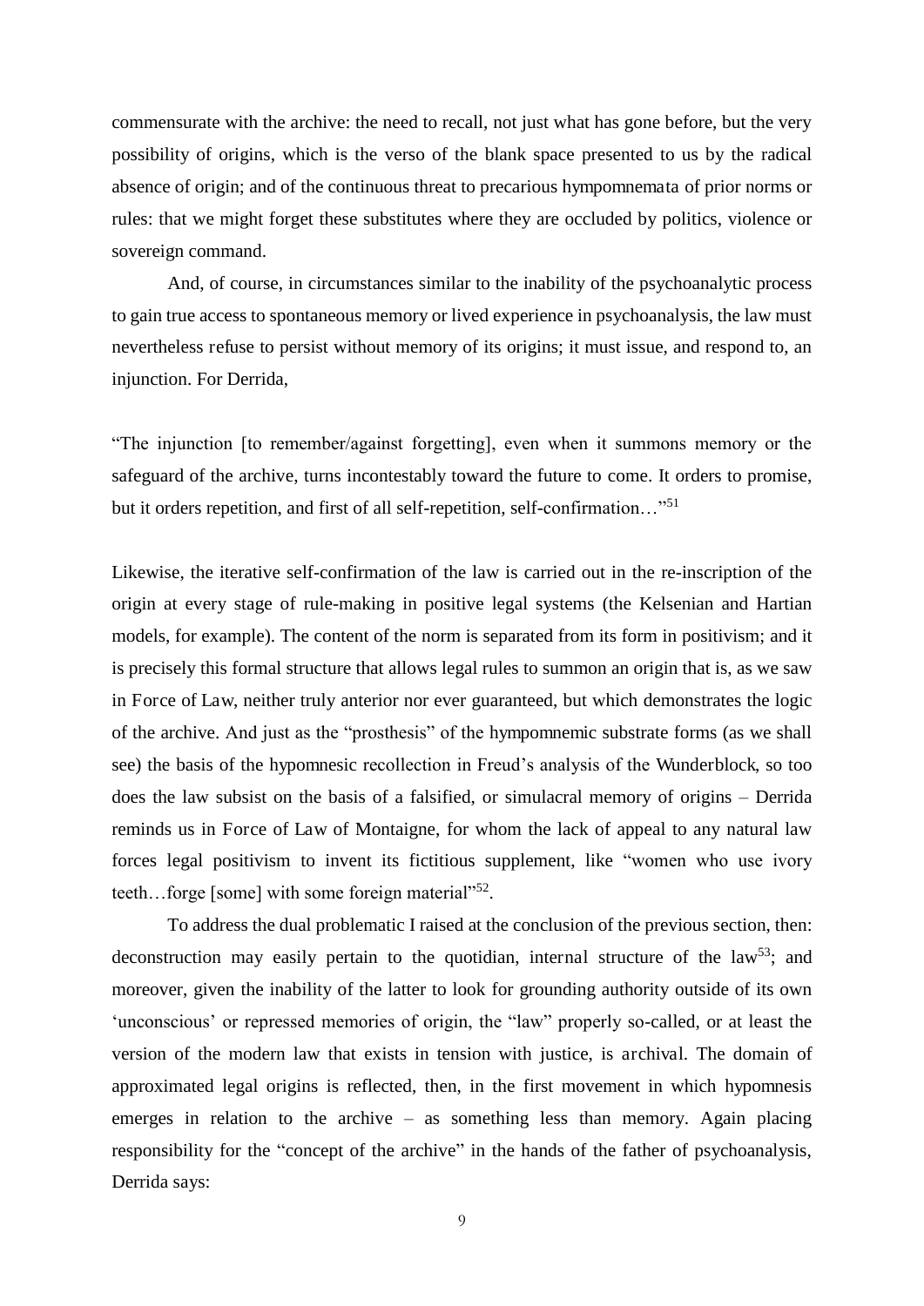commensurate with the archive: the need to recall, not just what has gone before, but the very possibility of origins, which is the verso of the blank space presented to us by the radical absence of origin; and of the continuous threat to precarious hympomnemata of prior norms or rules: that we might forget these substitutes where they are occluded by politics, violence or sovereign command.

And, of course, in circumstances similar to the inability of the psychoanalytic process to gain true access to spontaneous memory or lived experience in psychoanalysis, the law must nevertheless refuse to persist without memory of its origins; it must issue, and respond to, an injunction. For Derrida,

"The injunction [to remember/against forgetting], even when it summons memory or the safeguard of the archive, turns incontestably toward the future to come. It orders to promise, but it orders repetition, and first of all self-repetition, self-confirmation…"[51]

Likewise, the iterative self-confirmation of the law is carried out in the re-inscription of the origin at every stage of rule-making in positive legal systems (the Kelsenian and Hartian models, for example). The content of the norm is separated from its form in positivism; and it is precisely this formal structure that allows legal rules to summon an origin that is, as we saw in Force of Law, neither truly anterior nor ever guaranteed, but which demonstrates the logic of the archive. And just as the "prosthesis" of the hympomnemic substrate forms (as we shall see) the basis of the hypomnesic recollection in Freud's analysis of the Wunderblock, so too does the law subsist on the basis of a falsified, or simulacral memory of origins – Derrida reminds us in Force of Law of Montaigne, for whom the lack of appeal to any natural law forces legal positivism to invent its fictitious supplement, like "women who use ivory teeth…forge [some] with some foreign material"[52].

To address the dual problematic I raised at the conclusion of the previous section, then: deconstruction may easily pertain to the quotidian, internal structure of the law[53]; and moreover, given the inability of the latter to look for grounding authority outside of its own 'unconscious' or repressed memories of origin, the "law" properly so-called, or at least the version of the modern law that exists in tension with justice, is archival. The domain of approximated legal origins is reflected, then, in the first movement in which hypomnesis emerges in relation to the archive – as something less than memory. Again placing responsibility for the "concept of the archive" in the hands of the father of psychoanalysis, Derrida says: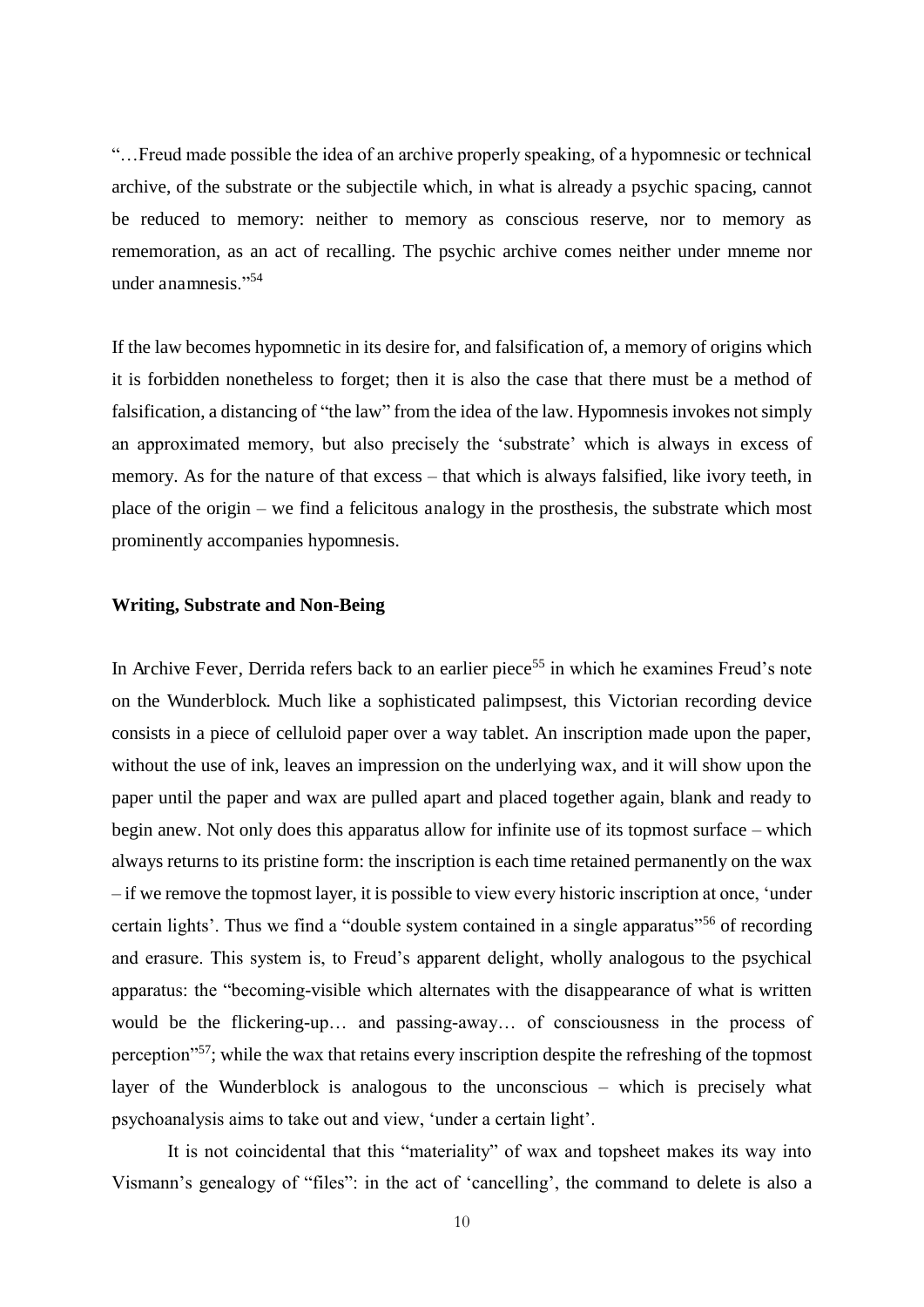"…Freud made possible the idea of an archive properly speaking, of a hypomnesic or technical archive, of the substrate or the subjectile which, in what is already a psychic spacing, cannot be reduced to memory: neither to memory as conscious reserve, nor to memory as rememoration, as an act of recalling. The psychic archive comes neither under mneme nor under anamnesis."[54]

If the law becomes hypomnetic in its desire for, and falsification of, a memory of origins which it is forbidden nonetheless to forget; then it is also the case that there must be a method of falsification, a distancing of "the law" from the idea of the law. Hypomnesis invokes not simply an approximated memory, but also precisely the 'substrate' which is always in excess of memory. As for the nature of that excess – that which is always falsified, like ivory teeth, in place of the origin – we find a felicitous analogy in the prosthesis, the substrate which most prominently accompanies hypomnesis.

### Writing, Substrate and Non-Being

In Archive Fever, Derrida refers back to an earlier piece[55] in which he examines Freud's note on the Wunderblock. Much like a sophisticated palimpsest, this Victorian recording device consists in a piece of celluloid paper over a way tablet. An inscription made upon the paper, without the use of ink, leaves an impression on the underlying wax, and it will show upon the paper until the paper and wax are pulled apart and placed together again, blank and ready to begin anew. Not only does this apparatus allow for infinite use of its topmost surface – which always returns to its pristine form: the inscription is each time retained permanently on the wax – if we remove the topmost layer, it is possible to view every historic inscription at once, 'under certain lights'. Thus we find a "double system contained in a single apparatus"[56] of recording and erasure. This system is, to Freud's apparent delight, wholly analogous to the psychical apparatus: the "becoming-visible which alternates with the disappearance of what is written would be the flickering-up… and passing-away… of consciousness in the process of perception"[57]; while the wax that retains every inscription despite the refreshing of the topmost layer of the Wunderblock is analogous to the unconscious – which is precisely what psychoanalysis aims to take out and view, 'under a certain light'.

It is not coincidental that this "materiality" of wax and topsheet makes its way into Vismann's genealogy of "files": in the act of 'cancelling', the command to delete is also a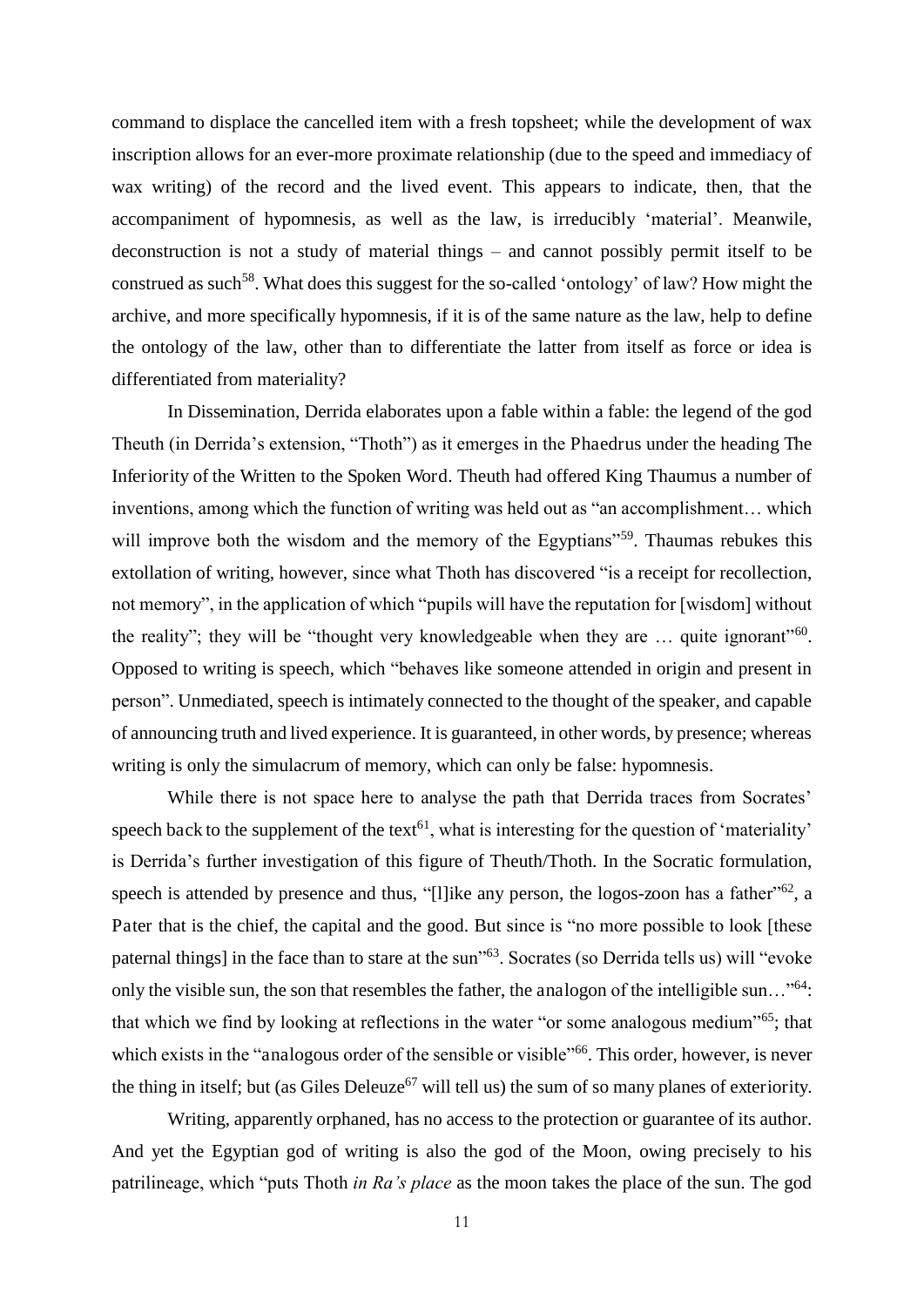command to displace the cancelled item with a fresh topsheet; while the development of wax inscription allows for an ever-more proximate relationship (due to the speed and immediacy of wax writing) of the record and the lived event. This appears to indicate, then, that the accompaniment of hypomnesis, as well as the law, is irreducibly 'material'. Meanwile, deconstruction is not a study of material things – and cannot possibly permit itself to be construed as such[58]. What does this suggest for the so-called 'ontology' of law? How might the archive, and more specifically hypomnesis, if it is of the same nature as the law, help to define the ontology of the law, other than to differentiate the latter from itself as force or idea is differentiated from materiality?

In Dissemination, Derrida elaborates upon a fable within a fable: the legend of the god Theuth (in Derrida's extension, "Thoth") as it emerges in the Phaedrus under the heading The Inferiority of the Written to the Spoken Word. Theuth had offered King Thaumus a number of inventions, among which the function of writing was held out as "an accomplishment… which will improve both the wisdom and the memory of the Egyptians"[59]. Thaumas rebukes this extollation of writing, however, since what Thoth has discovered "is a receipt for recollection, not memory", in the application of which "pupils will have the reputation for [wisdom] without the reality"; they will be "thought very knowledgeable when they are … quite ignorant"[60]. Opposed to writing is speech, which "behaves like someone attended in origin and present in person". Unmediated, speech is intimately connected to the thought of the speaker, and capable of announcing truth and lived experience. It is guaranteed, in other words, by presence; whereas writing is only the simulacrum of memory, which can only be false: hypomnesis.

While there is not space here to analyse the path that Derrida traces from Socrates' speech back to the supplement of the text[61], what is interesting for the question of 'materiality' is Derrida's further investigation of this figure of Theuth/Thoth. In the Socratic formulation, speech is attended by presence and thus, "[l]ike any person, the logos-zoon has a father"[62], a Pater that is the chief, the capital and the good. But since is "no more possible to look [these paternal things] in the face than to stare at the sun"[63]. Socrates (so Derrida tells us) will "evoke only the visible sun, the son that resembles the father, the analogon of the intelligible sun…"[64]: that which we find by looking at reflections in the water "or some analogous medium"[65]; that which exists in the "analogous order of the sensible or visible"[66]. This order, however, is never the thing in itself; but (as Giles Deleuze[67] will tell us) the sum of so many planes of exteriority.

Writing, apparently orphaned, has no access to the protection or guarantee of its author. And yet the Egyptian god of writing is also the god of the Moon, owing precisely to his patrilineage, which "puts Thoth *in Ra's place* as the moon takes the place of the sun. The god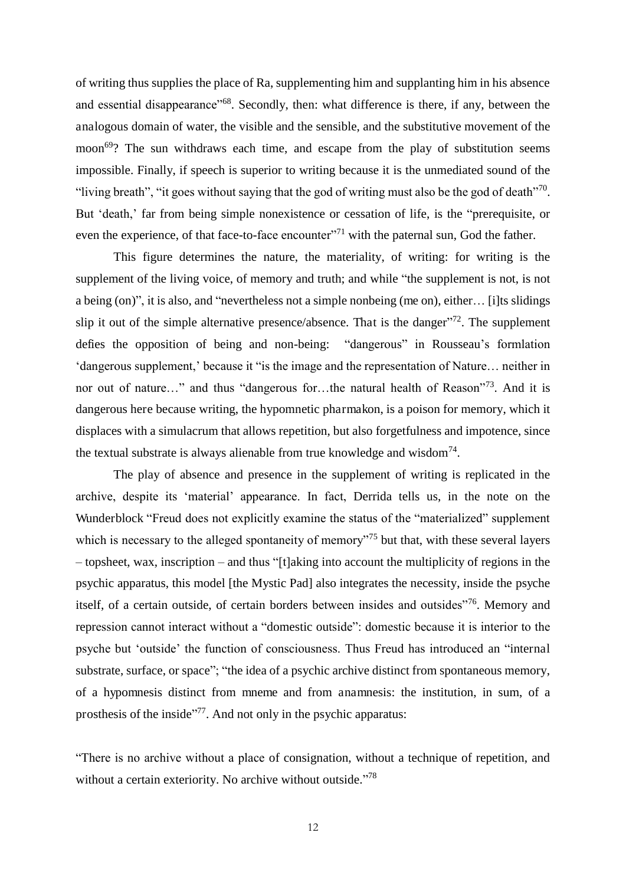of writing thus supplies the place of Ra, supplementing him and supplanting him in his absence and essential disappearance"[68]. Secondly, then: what difference is there, if any, between the analogous domain of water, the visible and the sensible, and the substitutive movement of the moon[69]? The sun withdraws each time, and escape from the play of substitution seems impossible. Finally, if speech is superior to writing because it is the unmediated sound of the "living breath", "it goes without saying that the god of writing must also be the god of death"[70]. But 'death,' far from being simple nonexistence or cessation of life, is the "prerequisite, or even the experience, of that face-to-face encounter"[71] with the paternal sun, God the father.

This figure determines the nature, the materiality, of writing: for writing is the supplement of the living voice, of memory and truth; and while "the supplement is not, is not a being (on)", it is also, and "nevertheless not a simple nonbeing (me on), either… [i]ts slidings slip it out of the simple alternative presence/absence. That is the danger"[72]. The supplement defies the opposition of being and non-being: "dangerous" in Rousseau's formlation 'dangerous supplement,' because it "is the image and the representation of Nature… neither in nor out of nature…" and thus "dangerous for…the natural health of Reason"[73]. And it is dangerous here because writing, the hypomnetic pharmakon, is a poison for memory, which it displaces with a simulacrum that allows repetition, but also forgetfulness and impotence, since the textual substrate is always alienable from true knowledge and wisdom[74].

The play of absence and presence in the supplement of writing is replicated in the archive, despite its 'material' appearance. In fact, Derrida tells us, in the note on the Wunderblock "Freud does not explicitly examine the status of the "materialized" supplement which is necessary to the alleged spontaneity of memory"[75] but that, with these several layers – topsheet, wax, inscription – and thus "[t]aking into account the multiplicity of regions in the psychic apparatus, this model [the Mystic Pad] also integrates the necessity, inside the psyche itself, of a certain outside, of certain borders between insides and outsides"[76]. Memory and repression cannot interact without a "domestic outside": domestic because it is interior to the psyche but 'outside' the function of consciousness. Thus Freud has introduced an "internal substrate, surface, or space"; "the idea of a psychic archive distinct from spontaneous memory, of a hypomnesis distinct from mneme and from anamnesis: the institution, in sum, of a prosthesis of the inside"[77]. And not only in the psychic apparatus:

"There is no archive without a place of consignation, without a technique of repetition, and without a certain exteriority. No archive without outside."[78]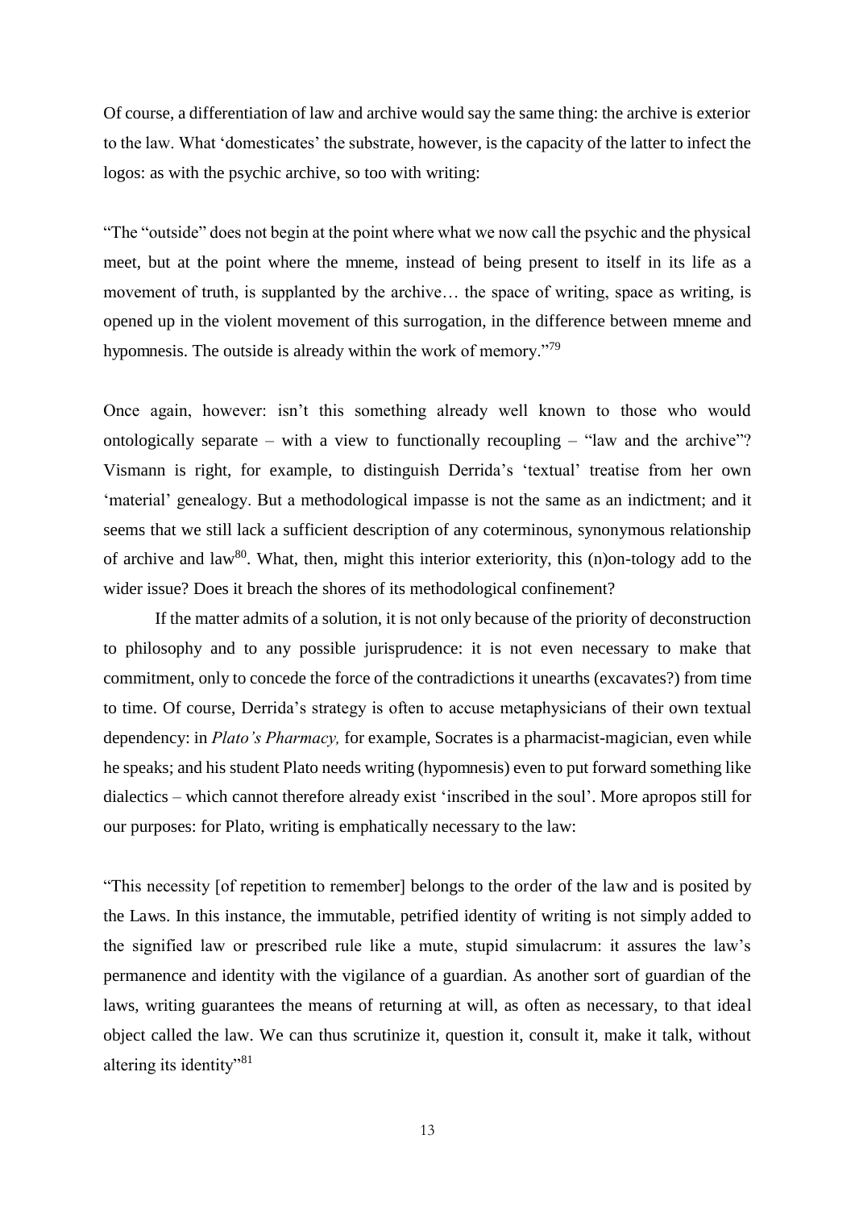Of course, a differentiation of law and archive would say the same thing: the archive is exterior to the law. What 'domesticates' the substrate, however, is the capacity of the latter to infect the logos: as with the psychic archive, so too with writing:

"The "outside" does not begin at the point where what we now call the psychic and the physical meet, but at the point where the mneme, instead of being present to itself in its life as a movement of truth, is supplanted by the archive… the space of writing, space as writing, is opened up in the violent movement of this surrogation, in the difference between mneme and hypomnesis. The outside is already within the work of memory."[79]

Once again, however: isn't this something already well known to those who would ontologically separate – with a view to functionally recoupling – "law and the archive"? Vismann is right, for example, to distinguish Derrida's 'textual' treatise from her own 'material' genealogy. But a methodological impasse is not the same as an indictment; and it seems that we still lack a sufficient description of any coterminous, synonymous relationship of archive and law[80]. What, then, might this interior exteriority, this (n)on-tology add to the wider issue? Does it breach the shores of its methodological confinement?

If the matter admits of a solution, it is not only because of the priority of deconstruction to philosophy and to any possible jurisprudence: it is not even necessary to make that commitment, only to concede the force of the contradictions it unearths (excavates?) from time to time. Of course, Derrida's strategy is often to accuse metaphysicians of their own textual dependency: in *Plato's Pharmacy,* for example, Socrates is a pharmacist-magician, even while he speaks; and his student Plato needs writing (hypomnesis) even to put forward something like dialectics – which cannot therefore already exist 'inscribed in the soul'. More apropos still for our purposes: for Plato, writing is emphatically necessary to the law:

"This necessity [of repetition to remember] belongs to the order of the law and is posited by the Laws. In this instance, the immutable, petrified identity of writing is not simply added to the signified law or prescribed rule like a mute, stupid simulacrum: it assures the law's permanence and identity with the vigilance of a guardian. As another sort of guardian of the laws, writing guarantees the means of returning at will, as often as necessary, to that ideal object called the law. We can thus scrutinize it, question it, consult it, make it talk, without altering its identity"[81]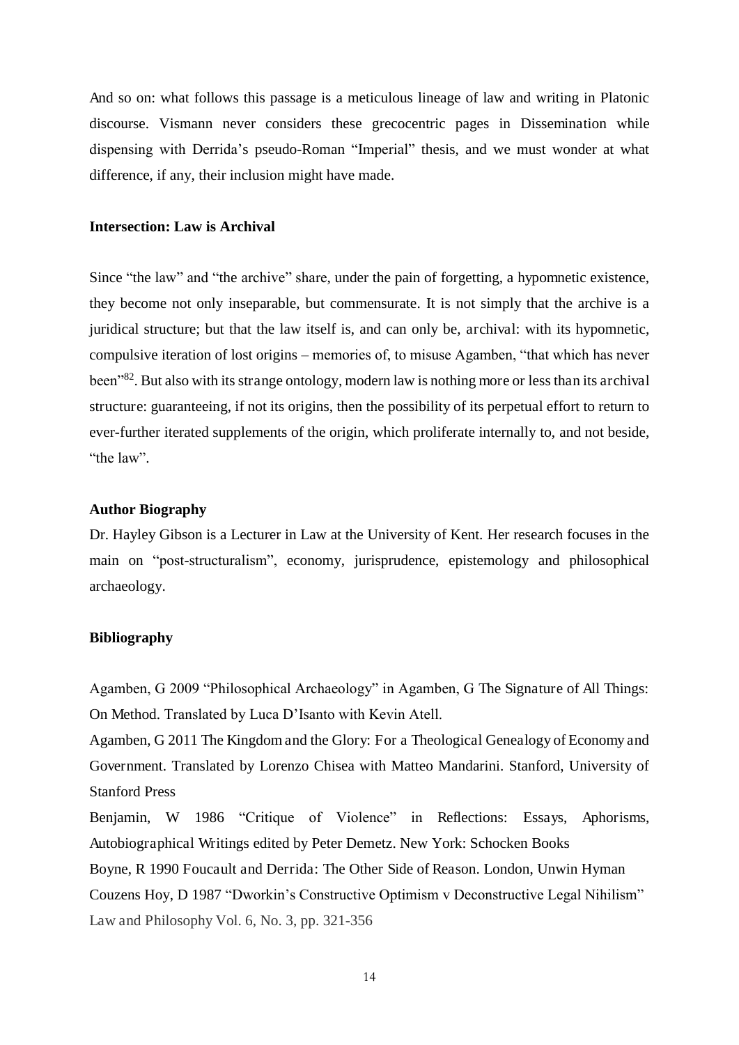And so on: what follows this passage is a meticulous lineage of law and writing in Platonic discourse. Vismann never considers these grecocentric pages in Dissemination while dispensing with Derrida's pseudo-Roman "Imperial" thesis, and we must wonder at what difference, if any, their inclusion might have made.

**Intersection: Law is Archival**

Since "the law" and "the archive" share, under the pain of forgetting, a hypomnetic existence, they become not only inseparable, but commensurate. It is not simply that the archive is a juridical structure; but that the law itself is, and can only be, archival: with its hypomnetic, compulsive iteration of lost origins – memories of, to misuse Agamben, "that which has never been"[82]. But also with its strange ontology, modern law is nothing more or less than its archival structure: guaranteeing, if not its origins, then the possibility of its perpetual effort to return to ever-further iterated supplements of the origin, which proliferate internally to, and not beside, "the law".

**Author Biography**

Dr. Hayley Gibson is a Lecturer in Law at the University of Kent. Her research focuses in the main on "post-structuralism", economy, jurisprudence, epistemology and philosophical archaeology.

**Bibliography**

Agamben, G 2009 "Philosophical Archaeology" in Agamben, G The Signature of All Things: On Method. Translated by Luca D'Isanto with Kevin Atell.

Agamben, G 2011 The Kingdom and the Glory: For a Theological Genealogy of Economy and Government. Translated by Lorenzo Chisea with Matteo Mandarini. Stanford, University of Stanford Press

Benjamin, W 1986 "Critique of Violence" in Reflections: Essays, Aphorisms, Autobiographical Writings edited by Peter Demetz. New York: Schocken Books

Boyne, R 1990 Foucault and Derrida: The Other Side of Reason. London, Unwin Hyman

Couzens Hoy, D 1987 "Dworkin's Constructive Optimism v Deconstructive Legal Nihilism" Law and Philosophy Vol. 6, No. 3, pp. 321-356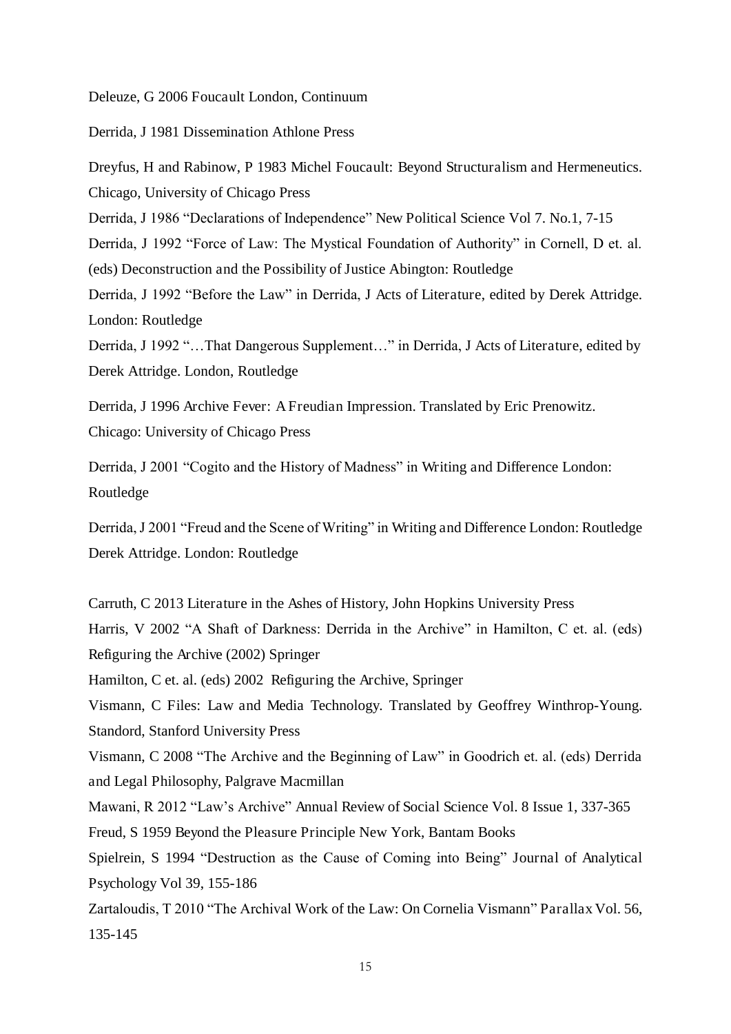Deleuze, G 2006 Foucault London, Continuum

Derrida, J 1981 Dissemination Athlone Press

Dreyfus, H and Rabinow, P 1983 Michel Foucault: Beyond Structuralism and Hermeneutics. Chicago, University of Chicago Press

Derrida, J 1986 "Declarations of Independence" New Political Science Vol 7. No.1, 7-15

Derrida, J 1992 "Force of Law: The Mystical Foundation of Authority" in Cornell, D et. al. (eds) Deconstruction and the Possibility of Justice Abington: Routledge

Derrida, J 1992 "Before the Law" in Derrida, J Acts of Literature, edited by Derek Attridge. London: Routledge

Derrida, J 1992 "…That Dangerous Supplement…" in Derrida, J Acts of Literature, edited by Derek Attridge. London, Routledge

Derrida, J 1996 Archive Fever: A Freudian Impression. Translated by Eric Prenowitz. Chicago: University of Chicago Press

Derrida, J 2001 "Cogito and the History of Madness" in Writing and Difference London: Routledge

Derrida, J 2001 "Freud and the Scene of Writing" in Writing and Difference London: Routledge Derek Attridge. London: Routledge

Carruth, C 2013 Literature in the Ashes of History, John Hopkins University Press

Harris, V 2002 "A Shaft of Darkness: Derrida in the Archive" in Hamilton, C et. al. (eds) Refiguring the Archive (2002) Springer

Hamilton, C et. al. (eds) 2002 Refiguring the Archive, Springer

Vismann, C Files: Law and Media Technology. Translated by Geoffrey Winthrop-Young. Standord, Stanford University Press

Vismann, C 2008 "The Archive and the Beginning of Law" in Goodrich et. al. (eds) Derrida and Legal Philosophy, Palgrave Macmillan

Mawani, R 2012 "Law's Archive" Annual Review of Social Science Vol. 8 Issue 1, 337-365

Freud, S 1959 Beyond the Pleasure Principle New York, Bantam Books

Spielrein, S 1994 "Destruction as the Cause of Coming into Being" Journal of Analytical Psychology Vol 39, 155-186

Zartaloudis, T 2010 "The Archival Work of the Law: On Cornelia Vismann" Parallax Vol. 56, 135-145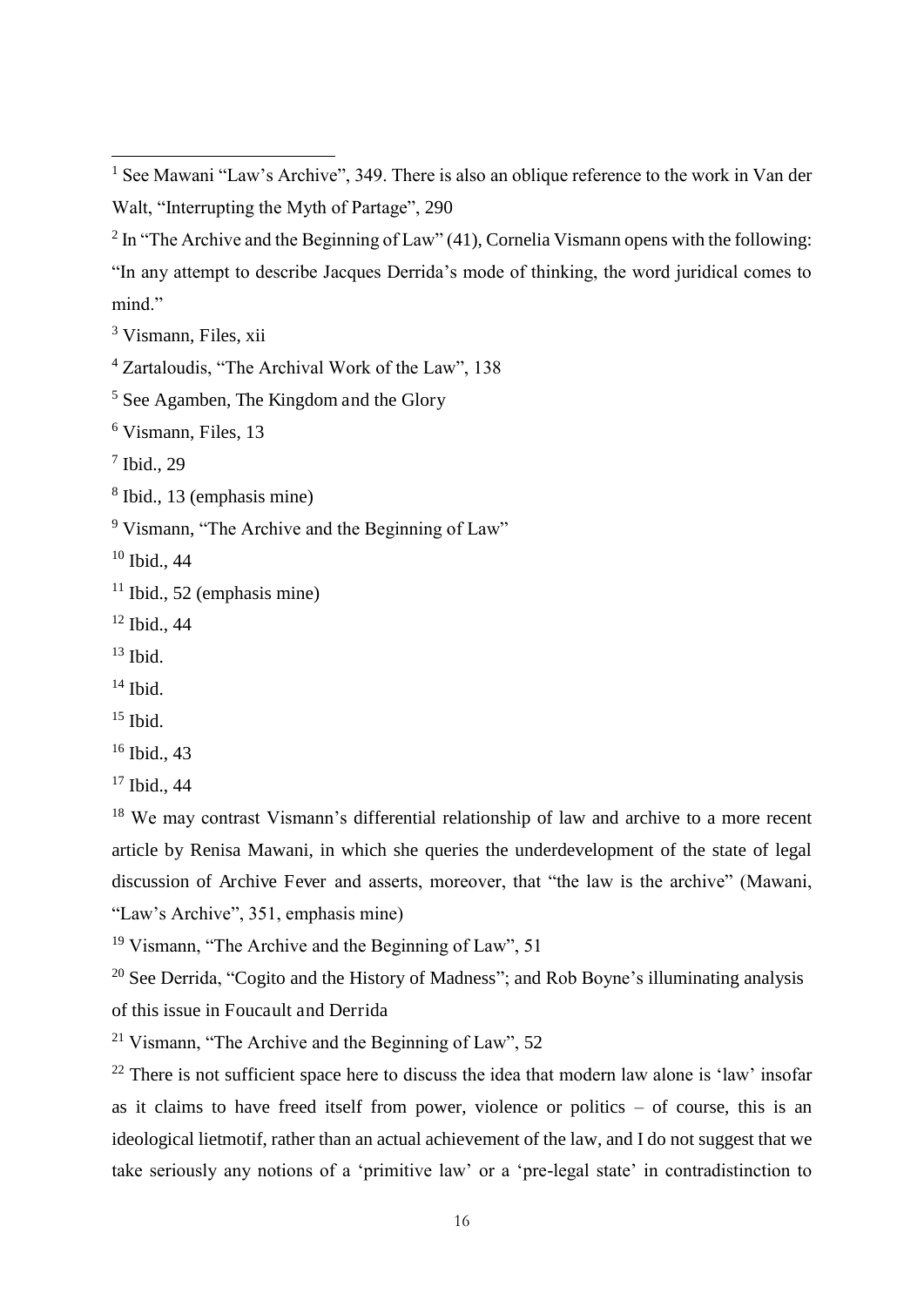[1] See Mawani "Law's Archive", 349. There is also an oblique reference to the work in Van der Walt, "Interrupting the Myth of Partage", 290

[2] In "The Archive and the Beginning of Law" (41), Cornelia Vismann opens with the following: "In any attempt to describe Jacques Derrida's mode of thinking, the word juridical comes to mind."

[3] Vismann, Files, xii

[4] Zartaloudis, "The Archival Work of the Law", 138

[5] See Agamben, The Kingdom and the Glory

[6] Vismann, Files, 13

[7] Ibid., 29

[8] Ibid., 13 (emphasis mine)

[9] Vismann, "The Archive and the Beginning of Law"

[10] Ibid., 44

[11] Ibid., 52 (emphasis mine)

[12] Ibid., 44

[13] Ibid.

[14] Ibid.

[15] Ibid.

[16] Ibid., 43

[17] Ibid., 44

[18] We may contrast Vismann's differential relationship of law and archive to a more recent article by Renisa Mawani, in which she queries the underdevelopment of the state of legal discussion of Archive Fever and asserts, moreover, that "the law is the archive" (Mawani, "Law's Archive", 351, emphasis mine)

[19] Vismann, "The Archive and the Beginning of Law", 51

[20] See Derrida, "Cogito and the History of Madness"; and Rob Boyne's illuminating analysis of this issue in Foucault and Derrida

[21] Vismann, "The Archive and the Beginning of Law", 52

[22] There is not sufficient space here to discuss the idea that modern law alone is 'law' insofar as it claims to have freed itself from power, violence or politics – of course, this is an ideological lietmotif, rather than an actual achievement of the law, and I do not suggest that we take seriously any notions of a 'primitive law' or a 'pre-legal state' in contradistinction to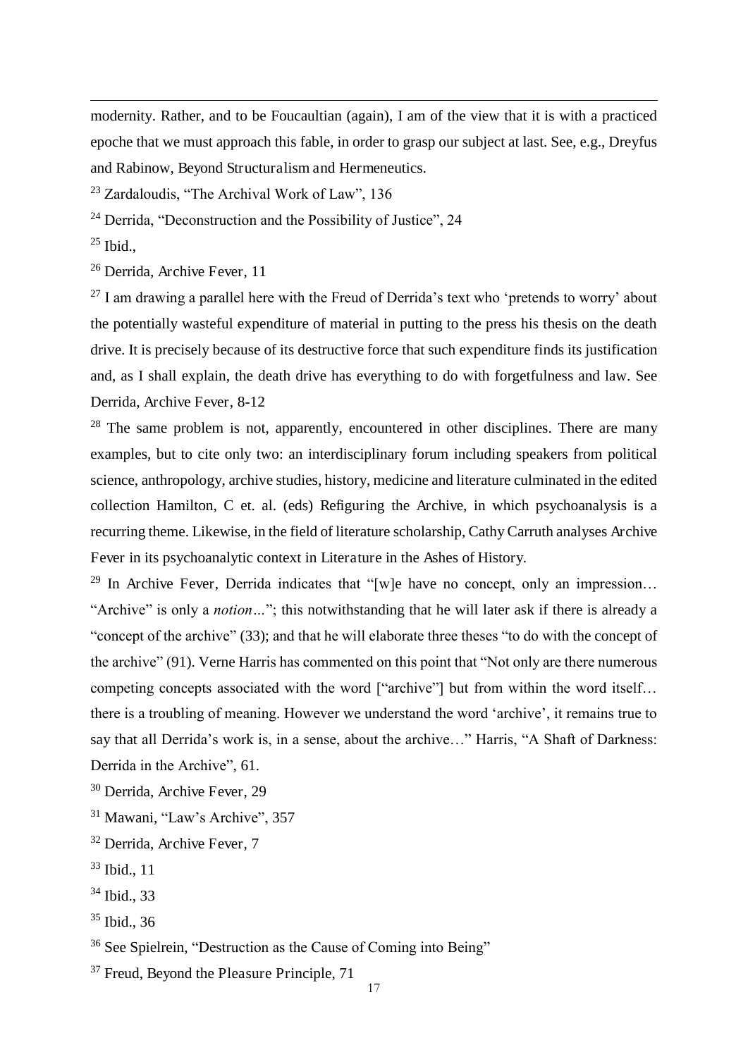modernity. Rather, and to be Foucaultian (again), I am of the view that it is with a practiced epoche that we must approach this fable, in order to grasp our subject at last. See, e.g., Dreyfus and Rabinow, Beyond Structuralism and Hermeneutics.

[23] Zardaloudis, "The Archival Work of Law", 136

[24] Derrida, "Deconstruction and the Possibility of Justice", 24

[25] Ibid.,

[26] Derrida, Archive Fever, 11

[27] I am drawing a parallel here with the Freud of Derrida's text who 'pretends to worry' about the potentially wasteful expenditure of material in putting to the press his thesis on the death drive. It is precisely because of its destructive force that such expenditure finds its justification and, as I shall explain, the death drive has everything to do with forgetfulness and law. See Derrida, Archive Fever, 8-12

[28] The same problem is not, apparently, encountered in other disciplines. There are many examples, but to cite only two: an interdisciplinary forum including speakers from political science, anthropology, archive studies, history, medicine and literature culminated in the edited collection Hamilton, C et. al. (eds) Refiguring the Archive, in which psychoanalysis is a recurring theme. Likewise, in the field of literature scholarship, Cathy Carruth analyses Archive Fever in its psychoanalytic context in Literature in the Ashes of History.

[29] In Archive Fever, Derrida indicates that "[w]e have no concept, only an impression… "Archive" is only a *notion…*"; this notwithstanding that he will later ask if there is already a "concept of the archive" (33); and that he will elaborate three theses "to do with the concept of the archive" (91). Verne Harris has commented on this point that "Not only are there numerous competing concepts associated with the word ["archive"] but from within the word itself… there is a troubling of meaning. However we understand the word 'archive', it remains true to say that all Derrida's work is, in a sense, about the archive…" Harris, "A Shaft of Darkness: Derrida in the Archive", 61.

[30] Derrida, Archive Fever, 29

[31] Mawani, "Law's Archive", 357

[32] Derrida, Archive Fever, 7

[33] Ibid., 11

[34] Ibid., 33

[35] Ibid., 36

[36] See Spielrein, "Destruction as the Cause of Coming into Being"

[37] Freud, Beyond the Pleasure Principle, 71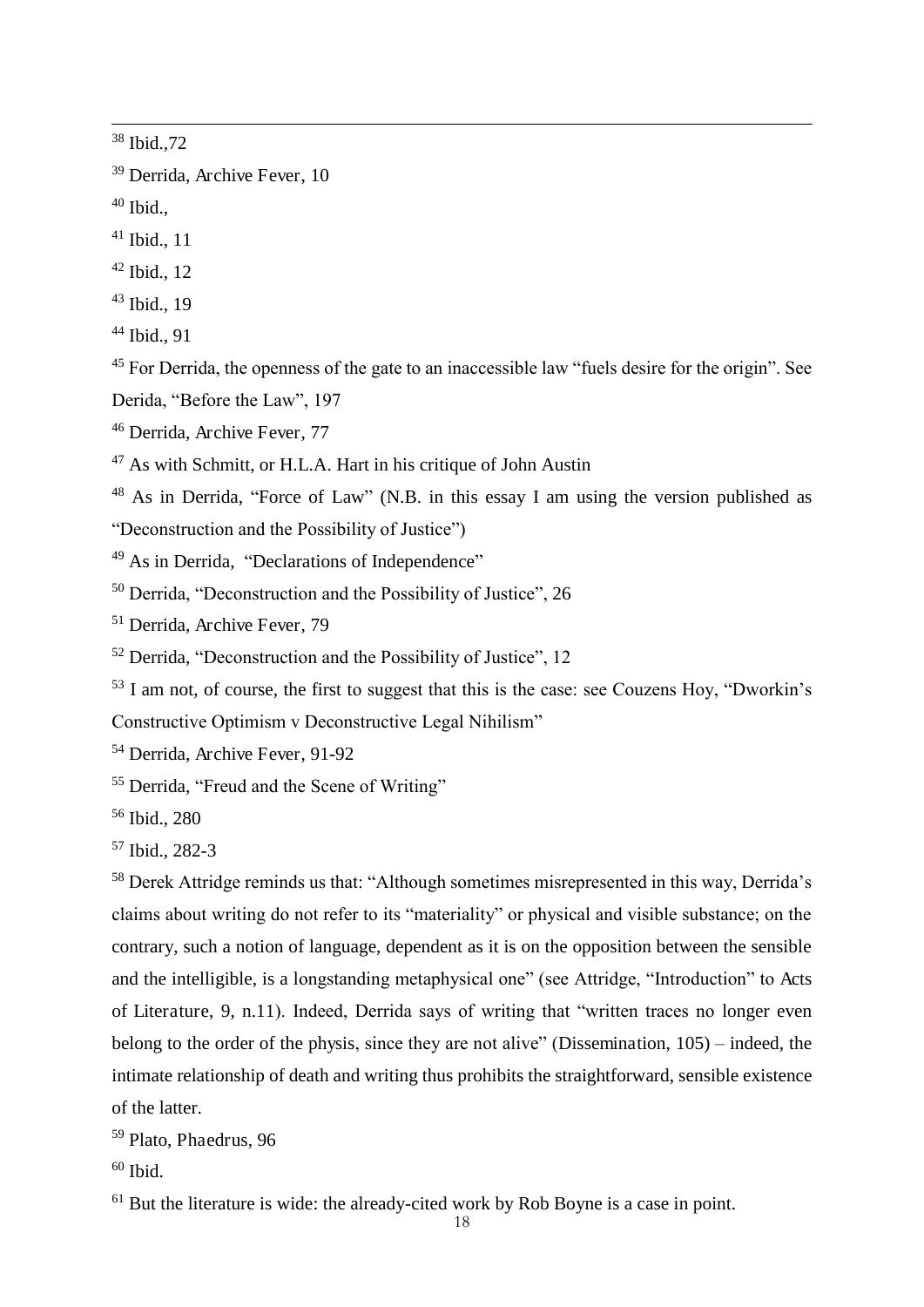[38] Ibid.,72

[39] Derrida, *Archive Fever*, 10

[40] Ibid.,

[41] Ibid., 11

[42] Ibid., 12

[43] Ibid., 19

[44] Ibid., 91

[45] For Derrida, the openness of the gate to an inaccessible law "fuels desire for the origin". See Derida, "Before the Law", 197

[46] Derrida, *Archive Fever*, 77

[47] As with Schmitt, or H.L.A. Hart in his critique of John Austin

[48] As in Derrida, "Force of Law" (N.B. in this essay I am using the version published as "Deconstruction and the Possibility of Justice")

[49] As in Derrida, "Declarations of Independence"

[50] Derrida, "Deconstruction and the Possibility of Justice", 26

[51] Derrida, *Archive Fever*, 79

[52] Derrida, "Deconstruction and the Possibility of Justice", 12

[53] I am not, of course, the first to suggest that this is the case: see Couzens Hoy, "Dworkin's Constructive Optimism v Deconstructive Legal Nihilism"

[54] Derrida, *Archive Fever*, 91-92

[55] Derrida, "Freud and the Scene of Writing"

[56] Ibid., 280

[57] Ibid., 282-3

[58] Derek Attridge reminds us that: "Although sometimes misrepresented in this way, Derrida's claims about writing do not refer to its "materiality" or physical and visible substance; on the contrary, such a notion of language, dependent as it is on the opposition between the sensible and the intelligible, is a longstanding metaphysical one" (see Attridge, "Introduction" to *Acts of Literature*, 9, n.11). Indeed, Derrida says of writing that "written traces no longer even belong to the order of the physis, since they are not alive" (*Dissemination*, 105) – indeed, the intimate relationship of death and writing thus prohibits the straightforward, sensible existence of the latter.

[59] Plato, *Phaedrus*, 96

[60] Ibid.

[61] But the literature is wide: the already-cited work by Rob Boyne is a case in point.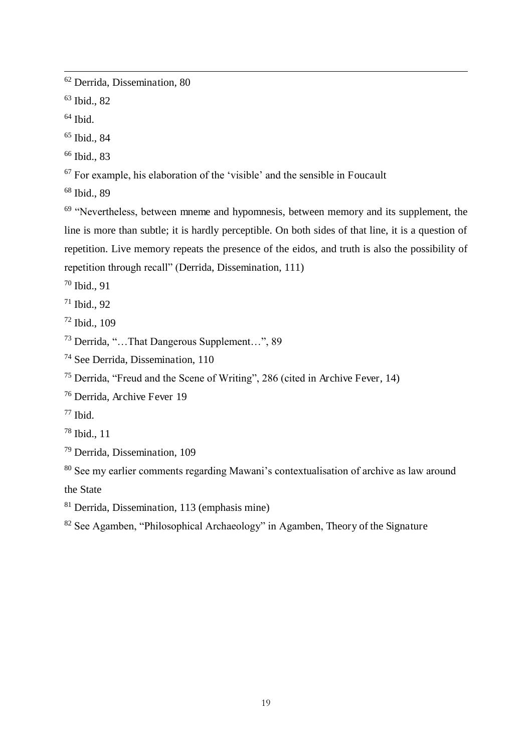[62] Derrida, Dissemination, 80

[63] Ibid., 82

[64] Ibid.

[65] Ibid., 84

[66] Ibid., 83

[67] For example, his elaboration of the 'visible' and the sensible in Foucault

[68] Ibid., 89

[69] "Nevertheless, between mneme and hypomnesis, between memory and its supplement, the line is more than subtle; it is hardly perceptible. On both sides of that line, it is a question of repetition. Live memory repeats the presence of the eidos, and truth is also the possibility of repetition through recall" (Derrida, Dissemination, 111)

[70] Ibid., 91

[71] Ibid., 92

[72] Ibid., 109

[73] Derrida, "…That Dangerous Supplement…", 89

[74] See Derrida, Dissemination, 110

[75] Derrida, "Freud and the Scene of Writing", 286 (cited in Archive Fever, 14)

[76] Derrida, Archive Fever 19

[77] Ibid.

[78] Ibid., 11

[79] Derrida, Dissemination, 109

[80] See my earlier comments regarding Mawani's contextualisation of archive as law around the State

[81] Derrida, Dissemination, 113 (emphasis mine)

[82] See Agamben, "Philosophical Archaeology" in Agamben, Theory of the Signature